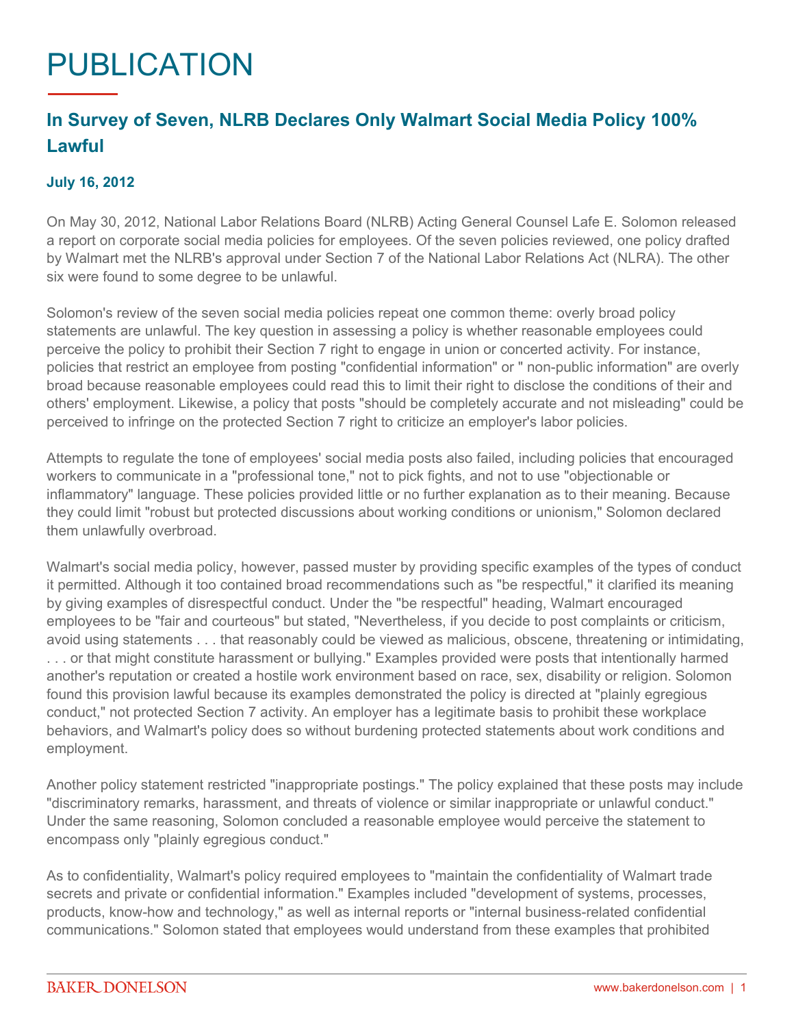# PUBLICATION

## In Survey of Seven, NLRB Declares Only Walmart Social Media Policy 100% Lawful

**July 16, 2012**

On May 30, 2012, National Labor Relations Board (NLRB) Acting General Counsel Lafe E. Solomon released a report on corporate social media policies for employees. Of the seven policies reviewed, one policy drafted by Walmart met the NLRB's approval under Section 7 of the National Labor Relations Act (NLRA). The other six were found to some degree to be unlawful.

Solomon's review of the seven social media policies repeat one common theme: overly broad policy statements are unlawful. The key question in assessing a policy is whether reasonable employees could perceive the policy to prohibit their Section 7 right to engage in union or concerted activity. For instance, policies that restrict an employee from posting "confidential information" or " non-public information" are overly broad because reasonable employees could read this to limit their right to disclose the conditions of their and others' employment. Likewise, a policy that posts "should be completely accurate and not misleading" could be perceived to infringe on the protected Section 7 right to criticize an employer's labor policies.

Attempts to regulate the tone of employees' social media posts also failed, including policies that encouraged workers to communicate in a "professional tone," not to pick fights, and not to use "objectionable or inflammatory" language. These policies provided little or no further explanation as to their meaning. Because they could limit "robust but protected discussions about working conditions or unionism," Solomon declared them unlawfully overbroad.

Walmart's social media policy, however, passed muster by providing specific examples of the types of conduct it permitted. Although it too contained broad recommendations such as "be respectful," it clarified its meaning by giving examples of disrespectful conduct. Under the "be respectful" heading, Walmart encouraged employees to be "fair and courteous" but stated, "Nevertheless, if you decide to post complaints or criticism, avoid using statements . . . that reasonably could be viewed as malicious, obscene, threatening or intimidating, . . . or that might constitute harassment or bullying." Examples provided were posts that intentionally harmed another's reputation or created a hostile work environment based on race, sex, disability or religion. Solomon found this provision lawful because its examples demonstrated the policy is directed at "plainly egregious conduct," not protected Section 7 activity. An employer has a legitimate basis to prohibit these workplace behaviors, and Walmart's policy does so without burdening protected statements about work conditions and employment.

Another policy statement restricted "inappropriate postings." The policy explained that these posts may include "discriminatory remarks, harassment, and threats of violence or similar inappropriate or unlawful conduct." Under the same reasoning, Solomon concluded a reasonable employee would perceive the statement to encompass only "plainly egregious conduct."

As to confidentiality, Walmart's policy required employees to "maintain the confidentiality of Walmart trade secrets and private or confidential information." Examples included "development of systems, processes, products, know-how and technology," as well as internal reports or "internal business-related confidential communications." Solomon stated that employees would understand from these examples that prohibited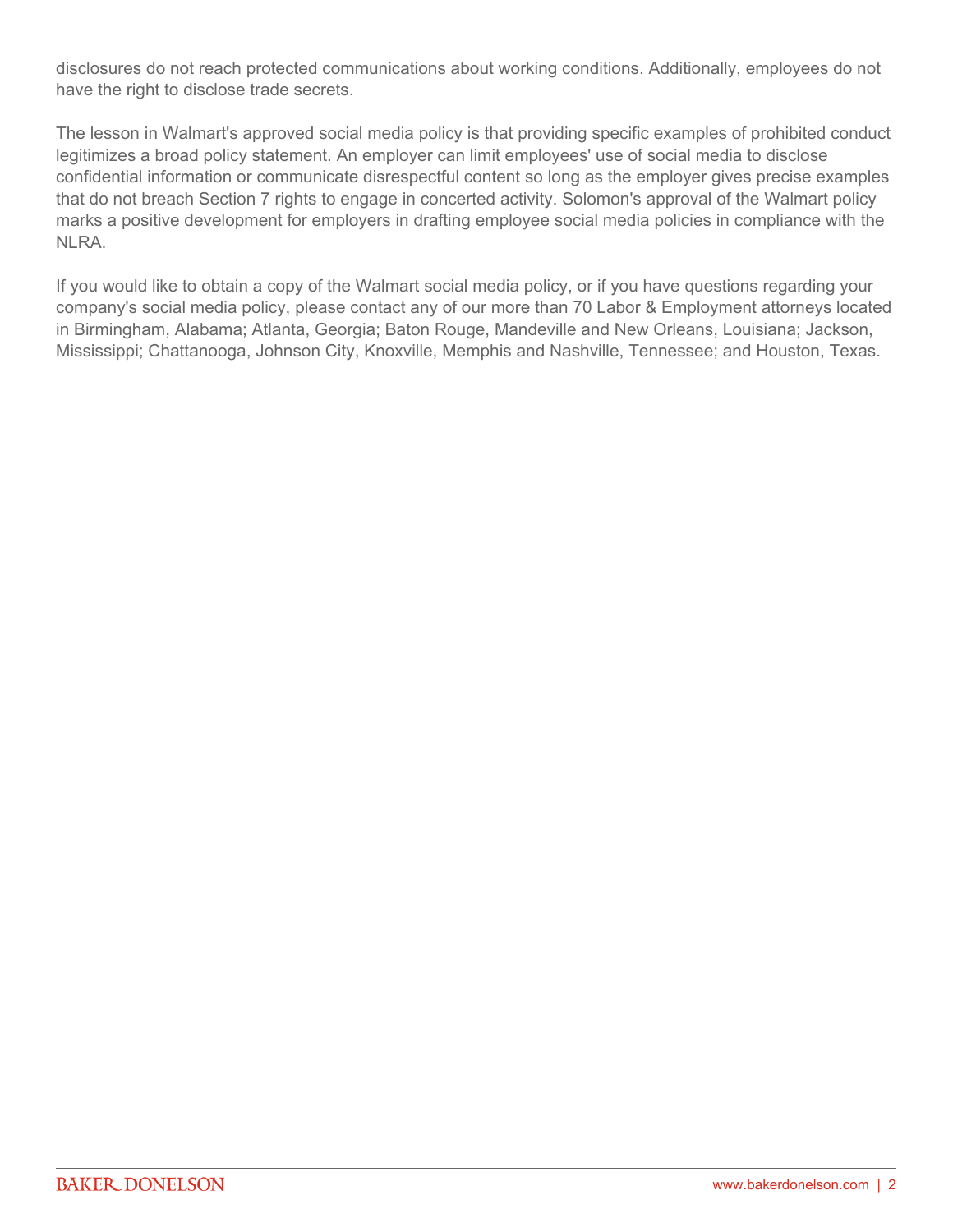disclosures do not reach protected communications about working conditions. Additionally, employees do not have the right to disclose trade secrets.

The lesson in Walmart's approved social media policy is that providing specific examples of prohibited conduct legitimizes a broad policy statement. An employer can limit employees' use of social media to disclose confidential information or communicate disrespectful content so long as the employer gives precise examples that do not breach Section 7 rights to engage in concerted activity. Solomon's approval of the Walmart policy marks a positive development for employers in drafting employee social media policies in compliance with the NLRA.

If you would like to obtain a copy of the Walmart social media policy, or if you have questions regarding your company's social media policy, please contact any of our more than 70 Labor & Employment attorneys located in Birmingham, Alabama; Atlanta, Georgia; Baton Rouge, Mandeville and New Orleans, Louisiana; Jackson, Mississippi; Chattanooga, Johnson City, Knoxville, Memphis and Nashville, Tennessee; and Houston, Texas.